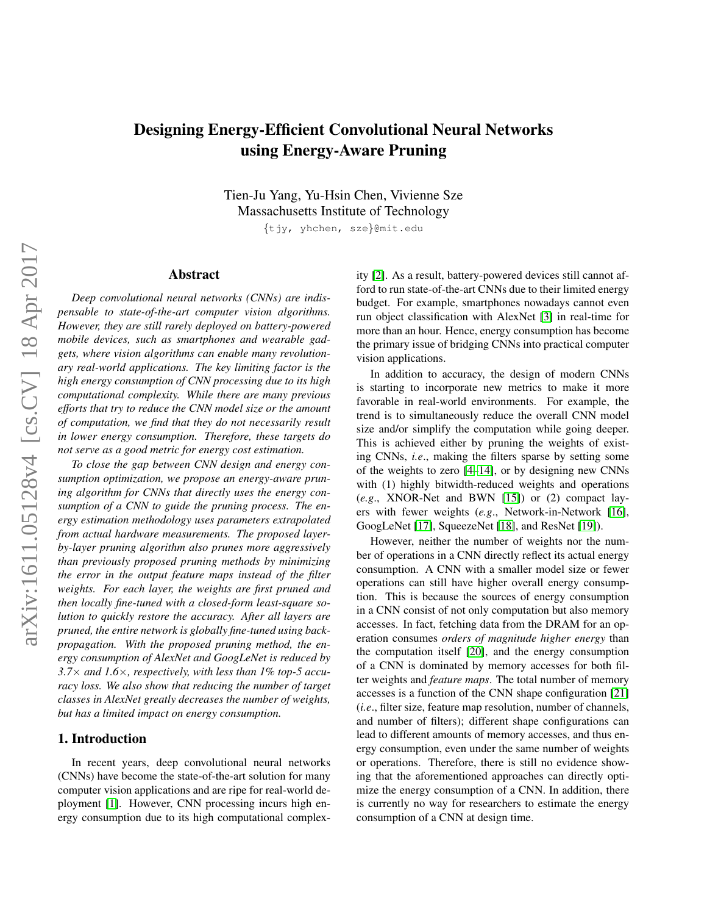# Designing Energy-Efficient Convolutional Neural Networks using Energy-Aware Pruning

Tien-Ju Yang, Yu-Hsin Chen, Vivienne Sze
Massachusetts Institute of Technology

{tjy, yhchen, sze}@mit.edu

## Abstract

*Deep convolutional neural networks (CNNs) are indispensable to state-of-the-art computer vision algorithms. However, they are still rarely deployed on battery-powered mobile devices, such as smartphones and wearable gadgets, where vision algorithms can enable many revolutionary real-world applications. The key limiting factor is the high energy consumption of CNN processing due to its high computational complexity. While there are many previous efforts that try to reduce the CNN model size or the amount of computation, we find that they do not necessarily result in lower energy consumption. Therefore, these targets do not serve as a good metric for energy cost estimation.*

*To close the gap between CNN design and energy consumption optimization, we propose an energy-aware pruning algorithm for CNNs that directly uses the energy consumption of a CNN to guide the pruning process. The energy estimation methodology uses parameters extrapolated from actual hardware measurements. The proposed layer-by-layer pruning algorithm also prunes more aggressively than previously proposed pruning methods by minimizing the error in the output feature maps instead of the filter weights. For each layer, the weights are first pruned and then locally fine-tuned with a closed-form least-square solution to quickly restore the accuracy. After all layers are pruned, the entire network is globally fine-tuned using back-propagation. With the proposed pruning method, the energy consumption of AlexNet and GoogLeNet is reduced by 3.7× and 1.6×, respectively, with less than 1% top-5 accuracy loss. We also show that reducing the number of target classes in AlexNet greatly decreases the number of weights, but has a limited impact on energy consumption.*

## 1. Introduction

In recent years, deep convolutional neural networks (CNNs) have become the state-of-the-art solution for many computer vision applications and are ripe for real-world deployment [1]. However, CNN processing incurs high energy consumption due to its high computational complexity [2]. As a result, battery-powered devices still cannot afford to run state-of-the-art CNNs due to their limited energy budget. For example, smartphones nowadays cannot even run object classification with AlexNet [3] in real-time for more than an hour. Hence, energy consumption has become the primary issue of bridging CNNs into practical computer vision applications.

In addition to accuracy, the design of modern CNNs is starting to incorporate new metrics to make it more favorable in real-world environments. For example, the trend is to simultaneously reduce the overall CNN model size and/or simplify the computation while going deeper. This is achieved either by pruning the weights of existing CNNs, *i.e.*, making the filters sparse by setting some of the weights to zero [4–14], or by designing new CNNs with (1) highly bitwidth-reduced weights and operations (*e.g.*, XNOR-Net and BWN [15]) or (2) compact layers with fewer weights (*e.g.*, Network-in-Network [16], GoogLeNet [17], SqueezeNet [18], and ResNet [19]).

However, neither the number of weights nor the number of operations in a CNN directly reflect its actual energy consumption. A CNN with a smaller model size or fewer operations can still have higher overall energy consumption. This is because the sources of energy consumption in a CNN consist of not only computation but also memory accesses. In fact, fetching data from the DRAM for an operation consumes *orders of magnitude higher energy* than the computation itself [20], and the energy consumption of a CNN is dominated by memory accesses for both filter weights and *feature maps*. The total number of memory accesses is a function of the CNN shape configuration [21] (*i.e.*, filter size, feature map resolution, number of channels, and number of filters); different shape configurations can lead to different amounts of memory accesses, and thus energy consumption, even under the same number of weights or operations. Therefore, there is still no evidence showing that the aforementioned approaches can directly optimize the energy consumption of a CNN. In addition, there is currently no way for researchers to estimate the energy consumption of a CNN at design time.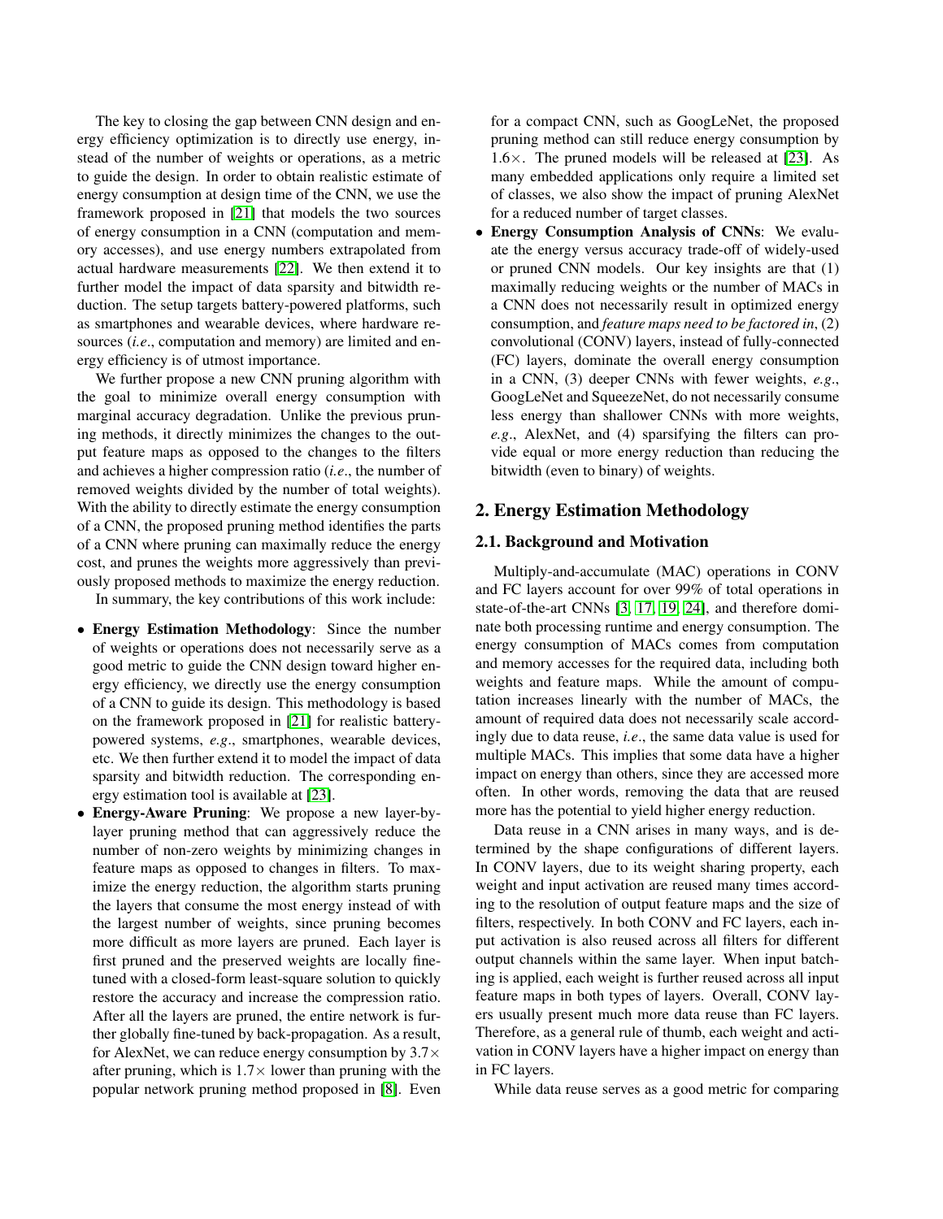The key to closing the gap between CNN design and energy efficiency optimization is to directly use energy, instead of the number of weights or operations, as a metric to guide the design. In order to obtain realistic estimate of energy consumption at design time of the CNN, we use the framework proposed in [21] that models the two sources of energy consumption in a CNN (computation and memory accesses), and use energy numbers extrapolated from actual hardware measurements [22]. We then extend it to further model the impact of data sparsity and bitwidth reduction. The setup targets battery-powered platforms, such as smartphones and wearable devices, where hardware resources (*i.e*., computation and memory) are limited and energy efficiency is of utmost importance.

We further propose a new CNN pruning algorithm with the goal to minimize overall energy consumption with marginal accuracy degradation. Unlike the previous pruning methods, it directly minimizes the changes to the output feature maps as opposed to the changes to the filters and achieves a higher compression ratio (*i.e*., the number of removed weights divided by the number of total weights). With the ability to directly estimate the energy consumption of a CNN, the proposed pruning method identifies the parts of a CNN where pruning can maximally reduce the energy cost, and prunes the weights more aggressively than previously proposed methods to maximize the energy reduction.

In summary, the key contributions of this work include:

- **Energy Estimation Methodology**: Since the number of weights or operations does not necessarily serve as a good metric to guide the CNN design toward higher energy efficiency, we directly use the energy consumption of a CNN to guide its design. This methodology is based on the framework proposed in [21] for realistic battery-powered systems, *e.g*., smartphones, wearable devices, etc. We then further extend it to model the impact of data sparsity and bitwidth reduction. The corresponding energy estimation tool is available at [23].
- **Energy-Aware Pruning**: We propose a new layer-by-layer pruning method that can aggressively reduce the number of non-zero weights by minimizing changes in feature maps as opposed to changes in filters. To maximize the energy reduction, the algorithm starts pruning the layers that consume the most energy instead of with the largest number of weights, since pruning becomes more difficult as more layers are pruned. Each layer is first pruned and the preserved weights are locally fine-tuned with a closed-form least-square solution to quickly restore the accuracy and increase the compression ratio. After all the layers are pruned, the entire network is further globally fine-tuned by back-propagation. As a result, for AlexNet, we can reduce energy consumption by $3.7\times$ after pruning, which is $1.7\times$ lower than pruning with the popular network pruning method proposed in [8]. Even for a compact CNN, such as GoogLeNet, the proposed pruning method can still reduce energy consumption by $1.6\times$. The pruned models will be released at [23]. As many embedded applications only require a limited set of classes, we also show the impact of pruning AlexNet for a reduced number of target classes.
- **Energy Consumption Analysis of CNNs**: We evaluate the energy versus accuracy trade-off of widely-used or pruned CNN models. Our key insights are that (1) maximally reducing weights or the number of MACs in a CNN does not necessarily result in optimized energy consumption, and *feature maps need to be factored in*, (2) convolutional (CONV) layers, instead of fully-connected (FC) layers, dominate the overall energy consumption in a CNN, (3) deeper CNNs with fewer weights, *e.g*., GoogLeNet and SqueezeNet, do not necessarily consume less energy than shallower CNNs with more weights, *e.g*., AlexNet, and (4) sparsifying the filters can provide equal or more energy reduction than reducing the bitwidth (even to binary) of weights.

## 2. Energy Estimation Methodology

### 2.1. Background and Motivation

Multiply-and-accumulate (MAC) operations in CONV and FC layers account for over 99% of total operations in state-of-the-art CNNs [3, 17, 19, 24], and therefore dominate both processing runtime and energy consumption. The energy consumption of MACs comes from computation and memory accesses for the required data, including both weights and feature maps. While the amount of computation increases linearly with the number of MACs, the amount of required data does not necessarily scale accordingly due to data reuse, *i.e*., the same data value is used for multiple MACs. This implies that some data have a higher impact on energy than others, since they are accessed more often. In other words, removing the data that are reused more has the potential to yield higher energy reduction.

Data reuse in a CNN arises in many ways, and is determined by the shape configurations of different layers. In CONV layers, due to its weight sharing property, each weight and input activation are reused many times according to the resolution of output feature maps and the size of filters, respectively. In both CONV and FC layers, each input activation is also reused across all filters for different output channels within the same layer. When input batching is applied, each weight is further reused across all input feature maps in both types of layers. Overall, CONV layers usually present much more data reuse than FC layers. Therefore, as a general rule of thumb, each weight and activation in CONV layers have a higher impact on energy than in FC layers.

While data reuse serves as a good metric for comparing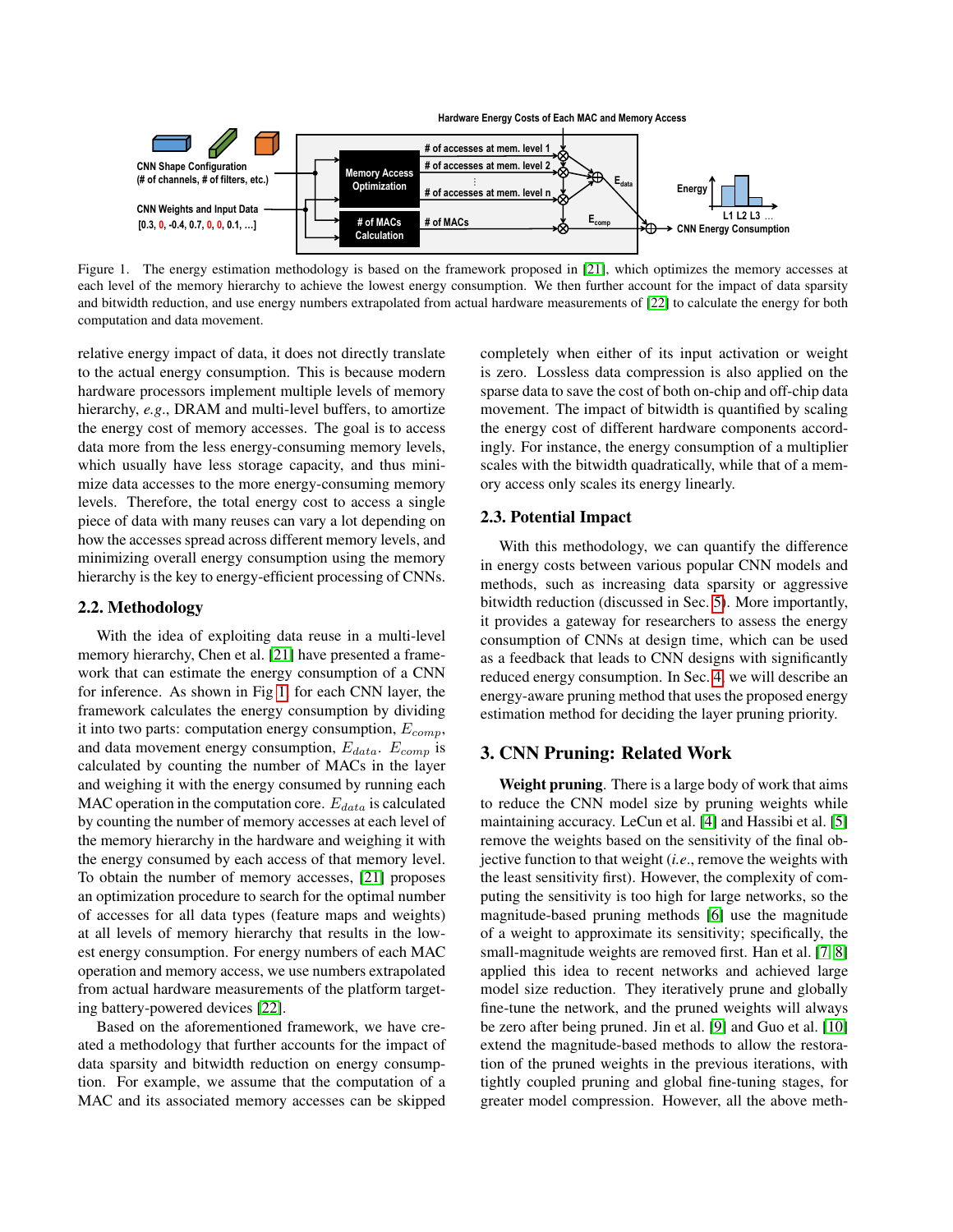Figure 1. The energy estimation methodology is based on the framework proposed in [21], which optimizes the memory accesses at each level of the memory hierarchy to achieve the lowest energy consumption. We then further account for the impact of data sparsity and bitwidth reduction, and use energy numbers extrapolated from actual hardware measurements of [22] to calculate the energy for both computation and data movement.

relative energy impact of data, it does not directly translate to the actual energy consumption. This is because modern hardware processors implement multiple levels of memory hierarchy, *e.g.*, DRAM and multi-level buffers, to amortize the energy cost of memory accesses. The goal is to access data more from the less energy-consuming memory levels, which usually have less storage capacity, and thus minimize data accesses to the more energy-consuming memory levels. Therefore, the total energy cost to access a single piece of data with many reuses can vary a lot depending on how the accesses spread across different memory levels, and minimizing overall energy consumption using the memory hierarchy is the key to energy-efficient processing of CNNs.

## 2.2. Methodology

With the idea of exploiting data reuse in a multi-level memory hierarchy, Chen et al. [21] have presented a framework that can estimate the energy consumption of a CNN for inference. As shown in Fig 1, for each CNN layer, the framework calculates the energy consumption by dividing it into two parts: computation energy consumption, $E_{comp}$, and data movement energy consumption, $E_{data}$. $E_{comp}$ is calculated by counting the number of MACs in the layer and weighing it with the energy consumed by running each MAC operation in the computation core. $E_{data}$ is calculated by counting the number of memory accesses at each level of the memory hierarchy in the hardware and weighing it with the energy consumed by each access of that memory level. To obtain the number of memory accesses, [21] proposes an optimization procedure to search for the optimal number of accesses for all data types (feature maps and weights) at all levels of memory hierarchy that results in the lowest energy consumption. For energy numbers of each MAC operation and memory access, we use numbers extrapolated from actual hardware measurements of the platform targeting battery-powered devices [22].

Based on the aforementioned framework, we have created a methodology that further accounts for the impact of data sparsity and bitwidth reduction on energy consumption. For example, we assume that the computation of a MAC and its associated memory accesses can be skipped completely when either of its input activation or weight is zero. Lossless data compression is also applied on the sparse data to save the cost of both on-chip and off-chip data movement. The impact of bitwidth is quantified by scaling the energy cost of different hardware components accordingly. For instance, the energy consumption of a multiplier scales with the bitwidth quadratically, while that of a memory access only scales its energy linearly.

## 2.3. Potential Impact

With this methodology, we can quantify the difference in energy costs between various popular CNN models and methods, such as increasing data sparsity or aggressive bitwidth reduction (discussed in Sec. 5). More importantly, it provides a gateway for researchers to assess the energy consumption of CNNs at design time, which can be used as a feedback that leads to CNN designs with significantly reduced energy consumption. In Sec. 4, we will describe an energy-aware pruning method that uses the proposed energy estimation method for deciding the layer pruning priority.

# 3. CNN Pruning: Related Work

**Weight pruning**. There is a large body of work that aims to reduce the CNN model size by pruning weights while maintaining accuracy. LeCun et al. [4] and Hassibi et al. [5] remove the weights based on the sensitivity of the final objective function to that weight (*i.e.*, remove the weights with the least sensitivity first). However, the complexity of computing the sensitivity is too high for large networks, so the magnitude-based pruning methods [6] use the magnitude of a weight to approximate its sensitivity; specifically, the small-magnitude weights are removed first. Han et al. [7, 8] applied this idea to recent networks and achieved large model size reduction. They iteratively prune and globally fine-tune the network, and the pruned weights will always be zero after being pruned. Jin et al. [9] and Guo et al. [10] extend the magnitude-based methods to allow the restoration of the pruned weights in the previous iterations, with tightly coupled pruning and global fine-tuning stages, for greater model compression. However, all the above meth-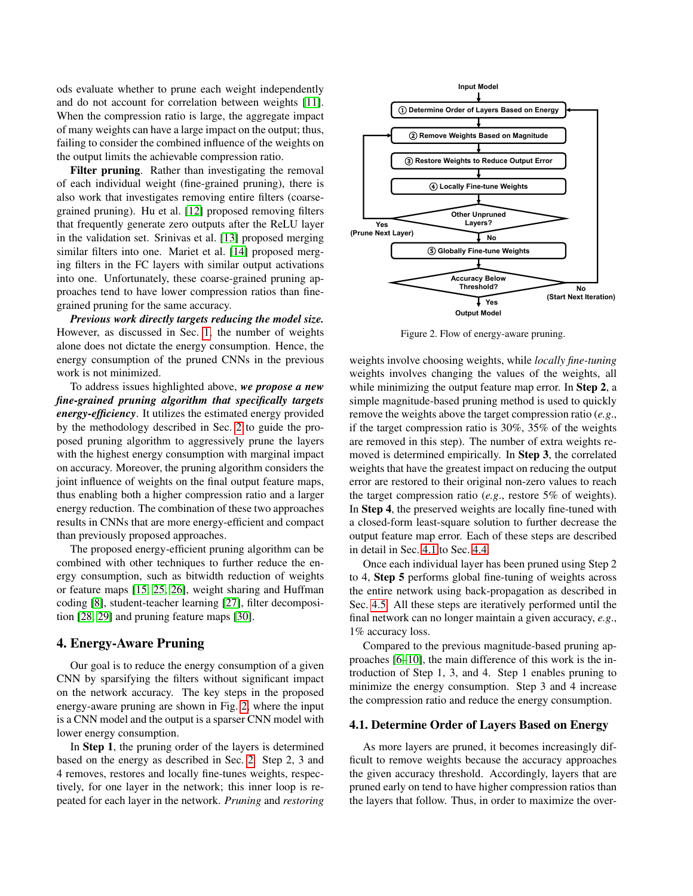ods evaluate whether to prune each weight independently and do not account for correlation between weights [11]. When the compression ratio is large, the aggregate impact of many weights can have a large impact on the output; thus, failing to consider the combined influence of the weights on the output limits the achievable compression ratio.

**Filter pruning**. Rather than investigating the removal of each individual weight (fine-grained pruning), there is also work that investigates removing entire filters (coarse-grained pruning). Hu et al. [12] proposed removing filters that frequently generate zero outputs after the ReLU layer in the validation set. Srinivas et al. [13] proposed merging similar filters into one. Mariet et al. [14] proposed merging filters in the FC layers with similar output activations into one. Unfortunately, these coarse-grained pruning approaches tend to have lower compression ratios than fine-grained pruning for the same accuracy.

***Previous work directly targets reducing the model size.*** However, as discussed in Sec. 1, the number of weights alone does not dictate the energy consumption. Hence, the energy consumption of the pruned CNNs in the previous work is not minimized.

To address issues highlighted above, ***we propose a new fine-grained pruning algorithm that specifically targets energy-efficiency***. It utilizes the estimated energy provided by the methodology described in Sec. 2 to guide the proposed pruning algorithm to aggressively prune the layers with the highest energy consumption with marginal impact on accuracy. Moreover, the pruning algorithm considers the joint influence of weights on the final output feature maps, thus enabling both a higher compression ratio and a larger energy reduction. The combination of these two approaches results in CNNs that are more energy-efficient and compact than previously proposed approaches.

The proposed energy-efficient pruning algorithm can be combined with other techniques to further reduce the energy consumption, such as bitwidth reduction of weights or feature maps [15, 25, 26], weight sharing and Huffman coding [8], student-teacher learning [27], filter decomposition [28, 29] and pruning feature maps [30].

## 4. Energy-Aware Pruning

Our goal is to reduce the energy consumption of a given CNN by sparsifying the filters without significant impact on the network accuracy. The key steps in the proposed energy-aware pruning are shown in Fig. 2, where the input is a CNN model and the output is a sparser CNN model with lower energy consumption.

In **Step 1**, the pruning order of the layers is determined based on the energy as described in Sec. 2. Step 2, 3 and 4 removes, restores and locally fine-tunes weights, respectively, for one layer in the network; this inner loop is repeated for each layer in the network. *Pruning* and *restoring* weights involve choosing weights, while *locally fine-tuning* weights involves changing the values of the weights, all while minimizing the output feature map error. In **Step 2**, a simple magnitude-based pruning method is used to quickly remove the weights above the target compression ratio (*e.g.*, if the target compression ratio is 30%, 35% of the weights are removed in this step). The number of extra weights removed is determined empirically. In **Step 3**, the correlated weights that have the greatest impact on reducing the output error are restored to their original non-zero values to reach the target compression ratio (*e.g.*, restore 5% of weights). In **Step 4**, the preserved weights are locally fine-tuned with a closed-form least-square solution to further decrease the output feature map error. Each of these steps are described in detail in Sec. 4.1 to Sec. 4.4.

Once each individual layer has been pruned using Step 2 to 4, **Step 5** performs global fine-tuning of weights across the entire network using back-propagation as described in Sec. 4.5. All these steps are iteratively performed until the final network can no longer maintain a given accuracy, *e.g.*, 1% accuracy loss.

Compared to the previous magnitude-based pruning approaches [6–10], the main difference of this work is the introduction of Step 1, 3, and 4. Step 1 enables pruning to minimize the energy consumption. Step 3 and 4 increase the compression ratio and reduce the energy consumption.

Input Model → ① Determine Order of Layers Based on Energy → ② Remove Weights Based on Magnitude → ③ Restore Weights to Reduce Output Error → ④ Locally Fine-tune Weights → Other Unpruned Layers? (Yes (Prune Next Layer) → ②; No →) ⑤ Globally Fine-tune Weights → Accuracy Below Threshold? (No (Start Next Iteration) → ①; Yes →) Output Model

Figure 2. Flow of energy-aware pruning.

### 4.1. Determine Order of Layers Based on Energy

As more layers are pruned, it becomes increasingly difficult to remove weights because the accuracy approaches the given accuracy threshold. Accordingly, layers that are pruned early on tend to have higher compression ratios than the layers that follow. Thus, in order to maximize the over-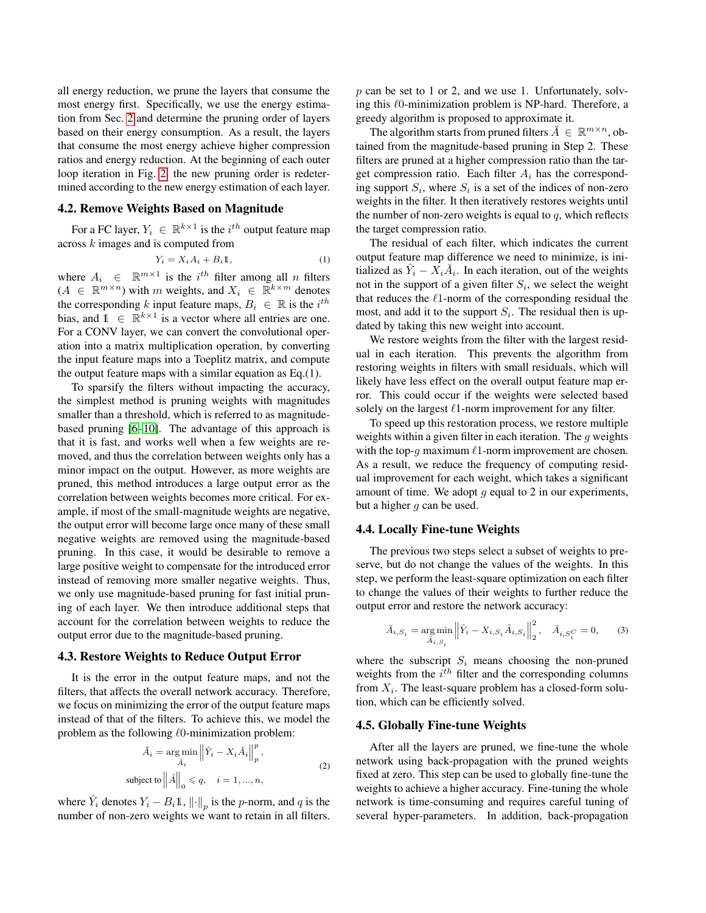all energy reduction, we prune the layers that consume the most energy first. Specifically, we use the energy estimation from Sec. 2 and determine the pruning order of layers based on their energy consumption. As a result, the layers that consume the most energy achieve higher compression ratios and energy reduction. At the beginning of each outer loop iteration in Fig. 2, the new pruning order is redetermined according to the new energy estimation of each layer.

### 4.2. Remove Weights Based on Magnitude

For a FC layer, $Y_i \in \mathbb{R}^{k\times 1}$ is the $i^{th}$ output feature map across $k$ images and is computed from

$$Y_i = X_i A_i + B_i \mathbb{1}, \tag{1}$$

where $A_i \in \mathbb{R}^{m\times 1}$ is the $i^{th}$ filter among all $n$ filters ($A \in \mathbb{R}^{m\times n}$) with $m$ weights, and $X_i \in \mathbb{R}^{k\times m}$ denotes the corresponding $k$ input feature maps, $B_i \in \mathbb{R}$ is the $i^{th}$ bias, and $\mathbb{1} \in \mathbb{R}^{k\times 1}$ is a vector where all entries are one. For a CONV layer, we can convert the convolutional operation into a matrix multiplication operation, by converting the input feature maps into a Toeplitz matrix, and compute the output feature maps with a similar equation as Eq.(1).

To sparsify the filters without impacting the accuracy, the simplest method is pruning weights with magnitudes smaller than a threshold, which is referred to as magnitude-based pruning [6–10]. The advantage of this approach is that it is fast, and works well when a few weights are removed, and thus the correlation between weights only has a minor impact on the output. However, as more weights are pruned, this method introduces a large output error as the correlation between weights becomes more critical. For example, if most of the small-magnitude weights are negative, the output error will become large once many of these small negative weights are removed using the magnitude-based pruning. In this case, it would be desirable to remove a large positive weight to compensate for the introduced error instead of removing more smaller negative weights. Thus, we only use magnitude-based pruning for fast initial pruning of each layer. We then introduce additional steps that account for the correlation between weights to reduce the output error due to the magnitude-based pruning.

### 4.3. Restore Weights to Reduce Output Error

It is the error in the output feature maps, and not the filters, that affects the overall network accuracy. Therefore, we focus on minimizing the error of the output feature maps instead of that of the filters. To achieve this, we model the problem as the following $\ell 0$-minimization problem:

$$\begin{aligned} \tilde{A}_i &= \underset{\hat{A}_i}{\arg\min} \left\| \hat{Y}_i - X_i \hat{A}_i \right\|_p^p, \\ &\text{subject to} \left\| \hat{A} \right\|_0 \leqslant q, \quad i = 1, ..., n, \end{aligned} \tag{2}$$

where $\hat{Y}_i$ denotes $Y_i - B_i \mathbb{1}$, $\|\cdot\|_p$ is the $p$-norm, and $q$ is the number of non-zero weights we want to retain in all filters. $p$ can be set to 1 or 2, and we use 1. Unfortunately, solving this $\ell 0$-minimization problem is NP-hard. Therefore, a greedy algorithm is proposed to approximate it.

The algorithm starts from pruned filters $\breve{A} \in \mathbb{R}^{m\times n}$, obtained from the magnitude-based pruning in Step 2. These filters are pruned at a higher compression ratio than the target compression ratio. Each filter $A_i$ has the corresponding support $S_i$, where $S_i$ is a set of the indices of non-zero weights in the filter. It then iteratively restores weights until the number of non-zero weights is equal to $q$, which reflects the target compression ratio.

The residual of each filter, which indicates the current output feature map difference we need to minimize, is initialized as $\hat{Y}_i - X_i \breve{A}_i$. In each iteration, out of the weights not in the support of a given filter $S_i$, we select the weight that reduces the $\ell 1$-norm of the corresponding residual the most, and add it to the support $S_i$. The residual then is updated by taking this new weight into account.

We restore weights from the filter with the largest residual in each iteration. This prevents the algorithm from restoring weights in filters with small residuals, which will likely have less effect on the overall output feature map error. This could occur if the weights were selected based solely on the largest $\ell 1$-norm improvement for any filter.

To speed up this restoration process, we restore multiple weights within a given filter in each iteration. The $g$ weights with the top-$g$ maximum $\ell 1$-norm improvement are chosen. As a result, we reduce the frequency of computing residual improvement for each weight, which takes a significant amount of time. We adopt $g$ equal to 2 in our experiments, but a higher $g$ can be used.

### 4.4. Locally Fine-tune Weights

The previous two steps select a subset of weights to preserve, but do not change the values of the weights. In this step, we perform the least-square optimization on each filter to change the values of their weights to further reduce the output error and restore the network accuracy:

$$\bar{A}_{i,S_i} = \underset{\hat{A}_{i,S_i}}{\arg\min} \left\| \hat{Y}_i - X_{i,S_i} \hat{A}_{i,S_i} \right\|_2^2, \quad \bar{A}_{i,S_i^C} = 0, \tag{3}$$

where the subscript $S_i$ means choosing the non-pruned weights from the $i^{th}$ filter and the corresponding columns from $X_i$. The least-square problem has a closed-form solution, which can be efficiently solved.

### 4.5. Globally Fine-tune Weights

After all the layers are pruned, we fine-tune the whole network using back-propagation with the pruned weights fixed at zero. This step can be used to globally fine-tune the weights to achieve a higher accuracy. Fine-tuning the whole network is time-consuming and requires careful tuning of several hyper-parameters. In addition, back-propagation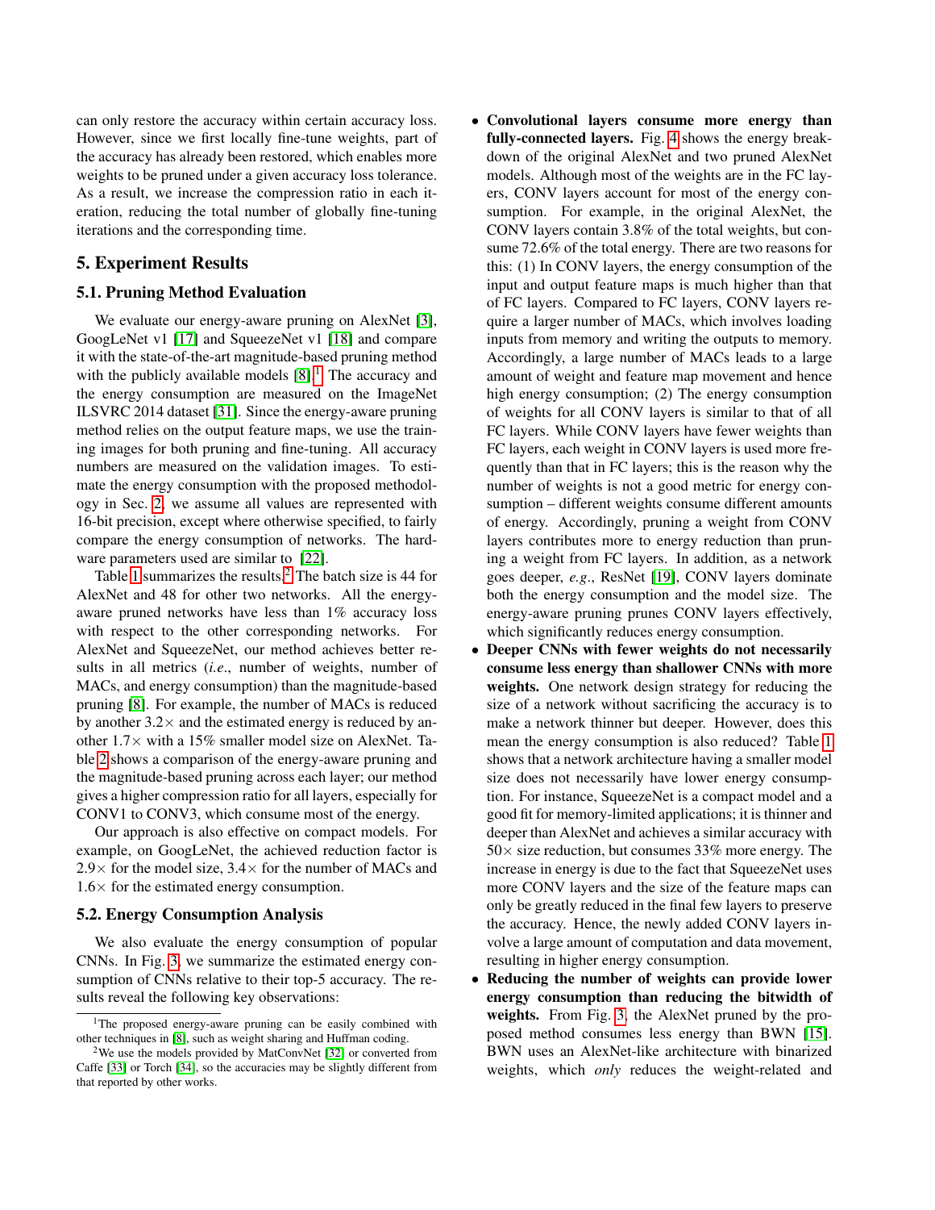can only restore the accuracy within certain accuracy loss. However, since we first locally fine-tune weights, part of the accuracy has already been restored, which enables more weights to be pruned under a given accuracy loss tolerance. As a result, we increase the compression ratio in each iteration, reducing the total number of globally fine-tuning iterations and the corresponding time.

## 5. Experiment Results

### 5.1. Pruning Method Evaluation

We evaluate our energy-aware pruning on AlexNet [3], GoogLeNet v1 [17] and SqueezeNet v1 [18] and compare it with the state-of-the-art magnitude-based pruning method with the publicly available models [8].[1] The accuracy and the energy consumption are measured on the ImageNet ILSVRC 2014 dataset [31]. Since the energy-aware pruning method relies on the output feature maps, we use the training images for both pruning and fine-tuning. All accuracy numbers are measured on the validation images. To estimate the energy consumption with the proposed methodology in Sec. 2, we assume all values are represented with 16-bit precision, except where otherwise specified, to fairly compare the energy consumption of networks. The hardware parameters used are similar to [22].

Table 1 summarizes the results.[2] The batch size is 44 for AlexNet and 48 for other two networks. All the energy-aware pruned networks have less than 1% accuracy loss with respect to the other corresponding networks. For AlexNet and SqueezeNet, our method achieves better results in all metrics (*i.e.*, number of weights, number of MACs, and energy consumption) than the magnitude-based pruning [8]. For example, the number of MACs is reduced by another 3.2× and the estimated energy is reduced by another 1.7× with a 15% smaller model size on AlexNet. Table 2 shows a comparison of the energy-aware pruning and the magnitude-based pruning across each layer; our method gives a higher compression ratio for all layers, especially for CONV1 to CONV3, which consume most of the energy.

Our approach is also effective on compact models. For example, on GoogLeNet, the achieved reduction factor is 2.9× for the model size, 3.4× for the number of MACs and 1.6× for the estimated energy consumption.

### 5.2. Energy Consumption Analysis

We also evaluate the energy consumption of popular CNNs. In Fig. 3, we summarize the estimated energy consumption of CNNs relative to their top-5 accuracy. The results reveal the following key observations:

- **Convolutional layers consume more energy than fully-connected layers.** Fig. 4 shows the energy breakdown of the original AlexNet and two pruned AlexNet models. Although most of the weights are in the FC layers, CONV layers account for most of the energy consumption. For example, in the original AlexNet, the CONV layers contain 3.8% of the total weights, but consume 72.6% of the total energy. There are two reasons for this: (1) In CONV layers, the energy consumption of the input and output feature maps is much higher than that of FC layers. Compared to FC layers, CONV layers require a larger number of MACs, which involves loading inputs from memory and writing the outputs to memory. Accordingly, a large number of MACs leads to a large amount of weight and feature map movement and hence high energy consumption; (2) The energy consumption of weights for all CONV layers is similar to that of all FC layers. While CONV layers have fewer weights than FC layers, each weight in CONV layers is used more frequently than that in FC layers; this is the reason why the number of weights is not a good metric for energy consumption – different weights consume different amounts of energy. Accordingly, pruning a weight from CONV layers contributes more to energy reduction than pruning a weight from FC layers. In addition, as a network goes deeper, *e.g.*, ResNet [19], CONV layers dominate both the energy consumption and the model size. The energy-aware pruning prunes CONV layers effectively, which significantly reduces energy consumption.
- **Deeper CNNs with fewer weights do not necessarily consume less energy than shallower CNNs with more weights.** One network design strategy for reducing the size of a network without sacrificing the accuracy is to make a network thinner but deeper. However, does this mean the energy consumption is also reduced? Table 1 shows that a network architecture having a smaller model size does not necessarily have lower energy consumption. For instance, SqueezeNet is a compact model and a good fit for memory-limited applications; it is thinner and deeper than AlexNet and achieves a similar accuracy with 50× size reduction, but consumes 33% more energy. The increase in energy is due to the fact that SqueezeNet uses more CONV layers and the size of the feature maps can only be greatly reduced in the final few layers to preserve the accuracy. Hence, the newly added CONV layers involve a large amount of computation and data movement, resulting in higher energy consumption.
- **Reducing the number of weights can provide lower energy consumption than reducing the bitwidth of weights.** From Fig. 3, the AlexNet pruned by the proposed method consumes less energy than BWN [15]. BWN uses an AlexNet-like architecture with binarized weights, which *only* reduces the weight-related and

[1] The proposed energy-aware pruning can be easily combined with other techniques in [8], such as weight sharing and Huffman coding.

[2] We use the models provided by MatConvNet [32] or converted from Caffe [33] or Torch [34], so the accuracies may be slightly different from that reported by other works.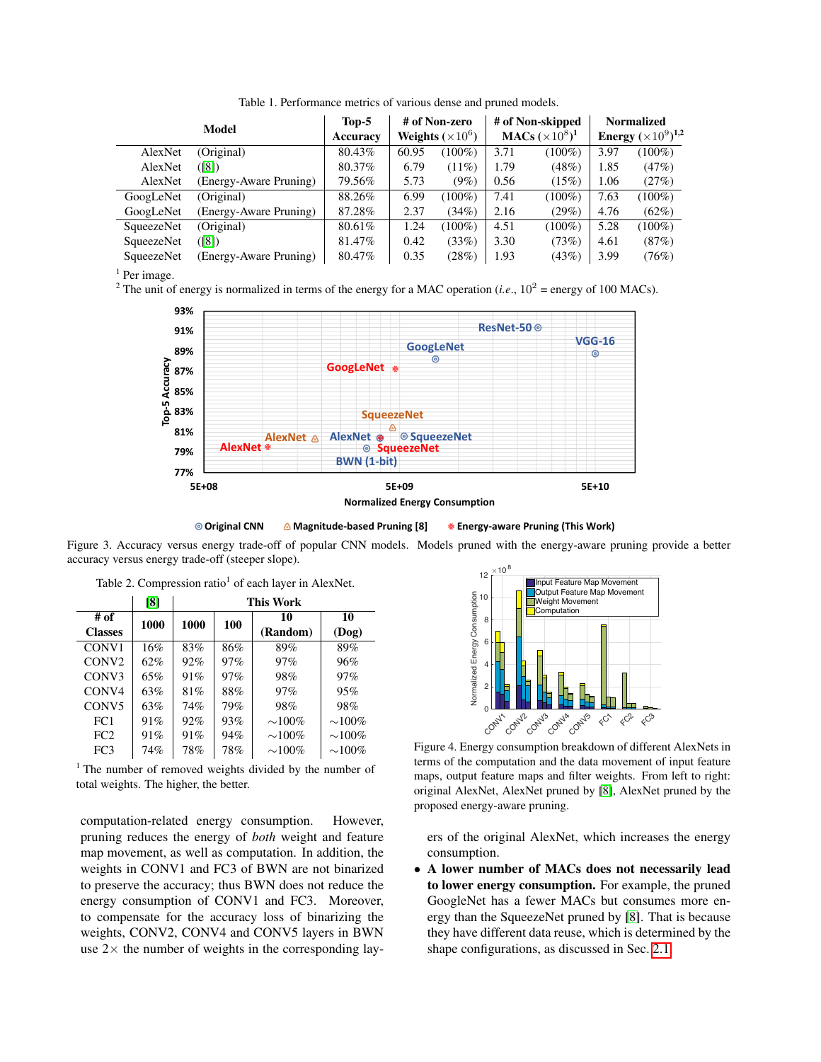Table 1. Performance metrics of various dense and pruned models.

| Model | | Top-5 Accuracy | # of Non-zero Weights ($\times 10^6$) | | # of Non-skipped MACs ($\times 10^8$)[1] | | Normalized Energy ($\times 10^9$)[1,2] | |
|---|---|---|---|---|---|---|---|---|
| AlexNet | (Original) | 80.43% | 60.95 | (100%) | 3.71 | (100%) | 3.97 | (100%) |
| AlexNet | ([8]) | 80.37% | 6.79 | (11%) | 1.79 | (48%) | 1.85 | (47%) |
| AlexNet | (Energy-Aware Pruning) | 79.56% | 5.73 | (9%) | 0.56 | (15%) | 1.06 | (27%) |
| GoogLeNet | (Original) | 88.26% | 6.99 | (100%) | 7.41 | (100%) | 7.63 | (100%) |
| GoogLeNet | (Energy-Aware Pruning) | 87.28% | 2.37 | (34%) | 2.16 | (29%) | 4.76 | (62%) |
| SqueezeNet | (Original) | 80.61% | 1.24 | (100%) | 4.51 | (100%) | 5.28 | (100%) |
| SqueezeNet | ([8]) | 81.47% | 0.42 | (33%) | 3.30 | (73%) | 4.61 | (87%) |
| SqueezeNet | (Energy-Aware Pruning) | 80.47% | 0.35 | (28%) | 1.93 | (43%) | 3.99 | (76%) |

[1] Per image.
[2] The unit of energy is normalized in terms of the energy for a MAC operation (*i.e.*, $10^2$ = energy of 100 MACs).

Figure 3. Accuracy versus energy trade-off of popular CNN models. Models pruned with the energy-aware pruning provide a better accuracy versus energy trade-off (steeper slope).

Table 2. Compression ratio[1] of each layer in AlexNet.

| | [8] | This Work | | | |
|---|---|---|---|---|---|
| # of Classes | 1000 | 1000 | 100 | 10 (Random) | 10 (Dog) |
| CONV1 | 16% | 83% | 86% | 89% | 89% |
| CONV2 | 62% | 92% | 97% | 97% | 96% |
| CONV3 | 65% | 91% | 97% | 98% | 97% |
| CONV4 | 63% | 81% | 88% | 97% | 95% |
| CONV5 | 63% | 74% | 79% | 98% | 98% |
| FC1 | 91% | 92% | 93% | ~100% | ~100% |
| FC2 | 91% | 91% | 94% | ~100% | ~100% |
| FC3 | 74% | 78% | 78% | ~100% | ~100% |

[1] The number of removed weights divided by the number of total weights. The higher, the better.

computation-related energy consumption. However, pruning reduces the energy of *both* weight and feature map movement, as well as computation. In addition, the weights in CONV1 and FC3 of BWN are not binarized to preserve the accuracy; thus BWN does not reduce the energy consumption of CONV1 and FC3. Moreover, to compensate for the accuracy loss of binarizing the weights, CONV2, CONV4 and CONV5 layers in BWN use 2× the number of weights in the corresponding layers of the original AlexNet, which increases the energy consumption.

- **A lower number of MACs does not necessarily lead to lower energy consumption.** For example, the pruned GoogleNet has a fewer MACs but consumes more energy than the SqueezeNet pruned by [8]. That is because they have different data reuse, which is determined by the shape configurations, as discussed in Sec. 2.1.

Figure 4. Energy consumption breakdown of different AlexNets in terms of the computation and the data movement of input feature maps, output feature maps and filter weights. From left to right: original AlexNet, AlexNet pruned by [8], AlexNet pruned by the proposed energy-aware pruning.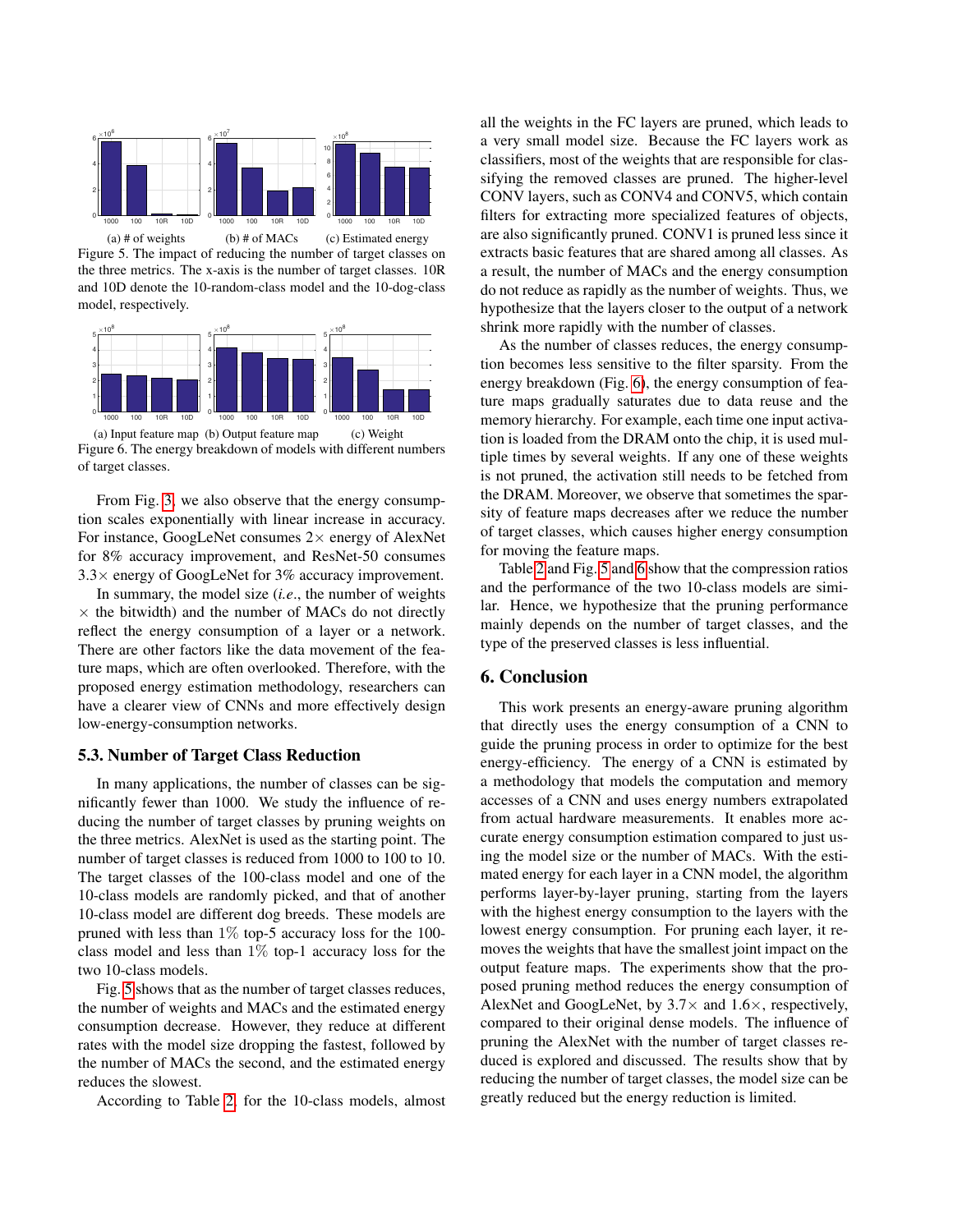(a) # of weights (b) # of MACs (c) Estimated energy

Figure 5. The impact of reducing the number of target classes on the three metrics. The x-axis is the number of target classes. 10R and 10D denote the 10-random-class model and the 10-dog-class model, respectively.

(a) Input feature map (b) Output feature map (c) Weight

Figure 6. The energy breakdown of models with different numbers of target classes.

From Fig. 3, we also observe that the energy consumption scales exponentially with linear increase in accuracy. For instance, GoogLeNet consumes 2× energy of AlexNet for 8% accuracy improvement, and ResNet-50 consumes 3.3× energy of GoogLeNet for 3% accuracy improvement.

In summary, the model size (*i.e*., the number of weights × the bitwidth) and the number of MACs do not directly reflect the energy consumption of a layer or a network. There are other factors like the data movement of the feature maps, which are often overlooked. Therefore, with the proposed energy estimation methodology, researchers can have a clearer view of CNNs and more effectively design low-energy-consumption networks.

### 5.3. Number of Target Class Reduction

In many applications, the number of classes can be significantly fewer than 1000. We study the influence of reducing the number of target classes by pruning weights on the three metrics. AlexNet is used as the starting point. The number of target classes is reduced from 1000 to 100 to 10. The target classes of the 100-class model and one of the 10-class models are randomly picked, and that of another 10-class model are different dog breeds. These models are pruned with less than 1% top-5 accuracy loss for the 100-class model and less than 1% top-1 accuracy loss for the two 10-class models.

Fig. 5 shows that as the number of target classes reduces, the number of weights and MACs and the estimated energy consumption decrease. However, they reduce at different rates with the model size dropping the fastest, followed by the number of MACs the second, and the estimated energy reduces the slowest.

According to Table 2, for the 10-class models, almost all the weights in the FC layers are pruned, which leads to a very small model size. Because the FC layers work as classifiers, most of the weights that are responsible for classifying the removed classes are pruned. The higher-level CONV layers, such as CONV4 and CONV5, which contain filters for extracting more specialized features of objects, are also significantly pruned. CONV1 is pruned less since it extracts basic features that are shared among all classes. As a result, the number of MACs and the energy consumption do not reduce as rapidly as the number of weights. Thus, we hypothesize that the layers closer to the output of a network shrink more rapidly with the number of classes.

As the number of classes reduces, the energy consumption becomes less sensitive to the filter sparsity. From the energy breakdown (Fig. 6), the energy consumption of feature maps gradually saturates due to data reuse and the memory hierarchy. For example, each time one input activation is loaded from the DRAM onto the chip, it is used multiple times by several weights. If any one of these weights is not pruned, the activation still needs to be fetched from the DRAM. Moreover, we observe that sometimes the sparsity of feature maps decreases after we reduce the number of target classes, which causes higher energy consumption for moving the feature maps.

Table 2 and Fig. 5 and 6 show that the compression ratios and the performance of the two 10-class models are similar. Hence, we hypothesize that the pruning performance mainly depends on the number of target classes, and the type of the preserved classes is less influential.

## 6. Conclusion

This work presents an energy-aware pruning algorithm that directly uses the energy consumption of a CNN to guide the pruning process in order to optimize for the best energy-efficiency. The energy of a CNN is estimated by a methodology that models the computation and memory accesses of a CNN and uses energy numbers extrapolated from actual hardware measurements. It enables more accurate energy consumption estimation compared to just using the model size or the number of MACs. With the estimated energy for each layer in a CNN model, the algorithm performs layer-by-layer pruning, starting from the layers with the highest energy consumption to the layers with the lowest energy consumption. For pruning each layer, it removes the weights that have the smallest joint impact on the output feature maps. The experiments show that the proposed pruning method reduces the energy consumption of AlexNet and GoogLeNet, by 3.7× and 1.6×, respectively, compared to their original dense models. The influence of pruning the AlexNet with the number of target classes reduced is explored and discussed. The results show that by reducing the number of target classes, the model size can be greatly reduced but the energy reduction is limited.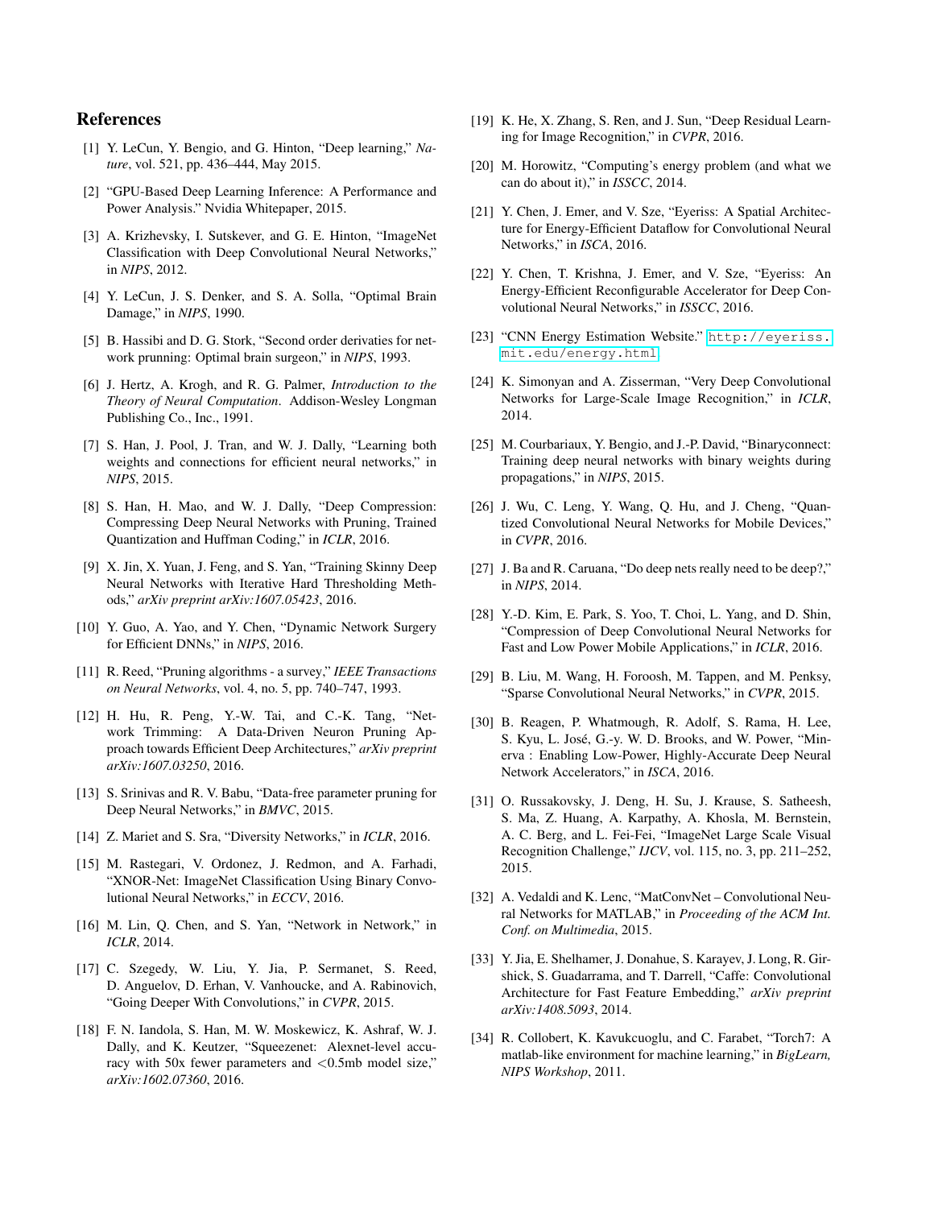## References

[1] Y. LeCun, Y. Bengio, and G. Hinton, "Deep learning," *Nature*, vol. 521, pp. 436–444, May 2015.

[2] "GPU-Based Deep Learning Inference: A Performance and Power Analysis." Nvidia Whitepaper, 2015.

[3] A. Krizhevsky, I. Sutskever, and G. E. Hinton, "ImageNet Classification with Deep Convolutional Neural Networks," in *NIPS*, 2012.

[4] Y. LeCun, J. S. Denker, and S. A. Solla, "Optimal Brain Damage," in *NIPS*, 1990.

[5] B. Hassibi and D. G. Stork, "Second order derivaties for network prunning: Optimal brain surgeon," in *NIPS*, 1993.

[6] J. Hertz, A. Krogh, and R. G. Palmer, *Introduction to the Theory of Neural Computation*. Addison-Wesley Longman Publishing Co., Inc., 1991.

[7] S. Han, J. Pool, J. Tran, and W. J. Dally, "Learning both weights and connections for efficient neural networks," in *NIPS*, 2015.

[8] S. Han, H. Mao, and W. J. Dally, "Deep Compression: Compressing Deep Neural Networks with Pruning, Trained Quantization and Huffman Coding," in *ICLR*, 2016.

[9] X. Jin, X. Yuan, J. Feng, and S. Yan, "Training Skinny Deep Neural Networks with Iterative Hard Thresholding Methods," *arXiv preprint arXiv:1607.05423*, 2016.

[10] Y. Guo, A. Yao, and Y. Chen, "Dynamic Network Surgery for Efficient DNNs," in *NIPS*, 2016.

[11] R. Reed, "Pruning algorithms - a survey," *IEEE Transactions on Neural Networks*, vol. 4, no. 5, pp. 740–747, 1993.

[12] H. Hu, R. Peng, Y.-W. Tai, and C.-K. Tang, "Network Trimming: A Data-Driven Neuron Pruning Approach towards Efficient Deep Architectures," *arXiv preprint arXiv:1607.03250*, 2016.

[13] S. Srinivas and R. V. Babu, "Data-free parameter pruning for Deep Neural Networks," in *BMVC*, 2015.

[14] Z. Mariet and S. Sra, "Diversity Networks," in *ICLR*, 2016.

[15] M. Rastegari, V. Ordonez, J. Redmon, and A. Farhadi, "XNOR-Net: ImageNet Classification Using Binary Convolutional Neural Networks," in *ECCV*, 2016.

[16] M. Lin, Q. Chen, and S. Yan, "Network in Network," in *ICLR*, 2014.

[17] C. Szegedy, W. Liu, Y. Jia, P. Sermanet, S. Reed, D. Anguelov, D. Erhan, V. Vanhoucke, and A. Rabinovich, "Going Deeper With Convolutions," in *CVPR*, 2015.

[18] F. N. Iandola, S. Han, M. W. Moskewicz, K. Ashraf, W. J. Dally, and K. Keutzer, "Squeezenet: Alexnet-level accuracy with 50x fewer parameters and <0.5mb model size," *arXiv:1602.07360*, 2016.

[19] K. He, X. Zhang, S. Ren, and J. Sun, "Deep Residual Learning for Image Recognition," in *CVPR*, 2016.

[20] M. Horowitz, "Computing's energy problem (and what we can do about it)," in *ISSCC*, 2014.

[21] Y. Chen, J. Emer, and V. Sze, "Eyeriss: A Spatial Architecture for Energy-Efficient Dataflow for Convolutional Neural Networks," in *ISCA*, 2016.

[22] Y. Chen, T. Krishna, J. Emer, and V. Sze, "Eyeriss: An Energy-Efficient Reconfigurable Accelerator for Deep Convolutional Neural Networks," in *ISSCC*, 2016.

[23] "CNN Energy Estimation Website." `http://eyeriss.mit.edu/energy.html`.

[24] K. Simonyan and A. Zisserman, "Very Deep Convolutional Networks for Large-Scale Image Recognition," in *ICLR*, 2014.

[25] M. Courbariaux, Y. Bengio, and J.-P. David, "Binaryconnect: Training deep neural networks with binary weights during propagations," in *NIPS*, 2015.

[26] J. Wu, C. Leng, Y. Wang, Q. Hu, and J. Cheng, "Quantized Convolutional Neural Networks for Mobile Devices," in *CVPR*, 2016.

[27] J. Ba and R. Caruana, "Do deep nets really need to be deep?," in *NIPS*, 2014.

[28] Y.-D. Kim, E. Park, S. Yoo, T. Choi, L. Yang, and D. Shin, "Compression of Deep Convolutional Neural Networks for Fast and Low Power Mobile Applications," in *ICLR*, 2016.

[29] B. Liu, M. Wang, H. Foroosh, M. Tappen, and M. Penksy, "Sparse Convolutional Neural Networks," in *CVPR*, 2015.

[30] B. Reagen, P. Whatmough, R. Adolf, S. Rama, H. Lee, S. Kyu, L. José, G.-y. W. D. Brooks, and W. Power, "Minerva : Enabling Low-Power, Highly-Accurate Deep Neural Network Accelerators," in *ISCA*, 2016.

[31] O. Russakovsky, J. Deng, H. Su, J. Krause, S. Satheesh, S. Ma, Z. Huang, A. Karpathy, A. Khosla, M. Bernstein, A. C. Berg, and L. Fei-Fei, "ImageNet Large Scale Visual Recognition Challenge," *IJCV*, vol. 115, no. 3, pp. 211–252, 2015.

[32] A. Vedaldi and K. Lenc, "MatConvNet – Convolutional Neural Networks for MATLAB," in *Proceeding of the ACM Int. Conf. on Multimedia*, 2015.

[33] Y. Jia, E. Shelhamer, J. Donahue, S. Karayev, J. Long, R. Girshick, S. Guadarrama, and T. Darrell, "Caffe: Convolutional Architecture for Fast Feature Embedding," *arXiv preprint arXiv:1408.5093*, 2014.

[34] R. Collobert, K. Kavukcuoglu, and C. Farabet, "Torch7: A matlab-like environment for machine learning," in *BigLearn, NIPS Workshop*, 2011.